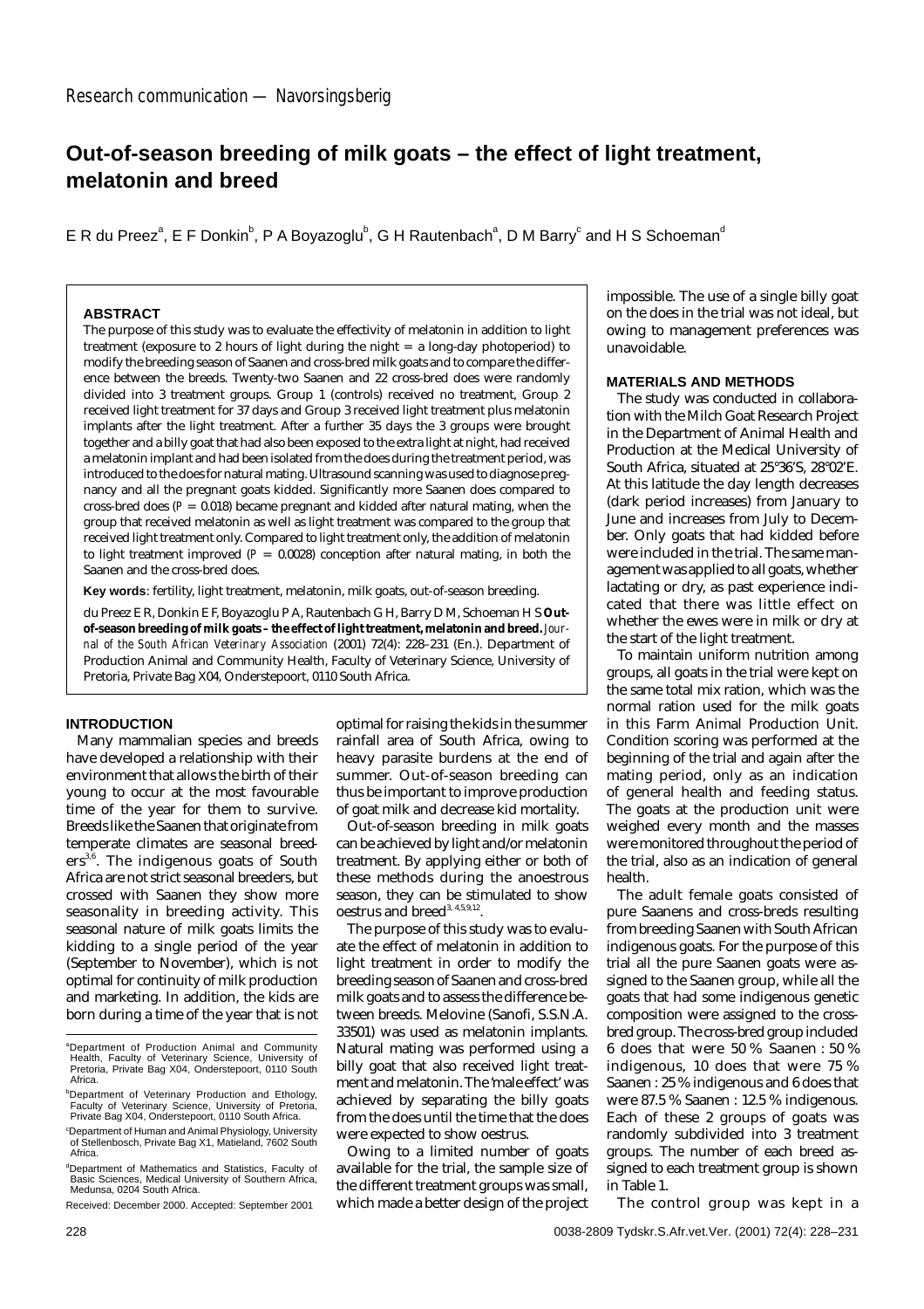Research communication — Navorsingsberig

# Out-of-season breeding of milk goats – the effect of light treatment, melatonin and breed

E R du Preez[a], E F Donkin[b], P A Boyazoglu[b], G H Rautenbach[a], D M Barry[c] and H S Schoeman[d]

## ABSTRACT

The purpose of this study was to evaluate the effectivity of melatonin in addition to light treatment (exposure to 2 hours of light during the night = a long-day photoperiod) to modify the breeding season of Saanen and cross-bred milk goats and to compare the difference between the breeds. Twenty-two Saanen and 22 cross-bred does were randomly divided into 3 treatment groups. Group 1 (controls) received no treatment, Group 2 received light treatment for 37 days and Group 3 received light treatment plus melatonin implants after the light treatment. After a further 35 days the 3 groups were brought together and a billy goat that had also been exposed to the extra light at night, had received a melatonin implant and had been isolated from the does during the treatment period, was introduced to the does for natural mating. Ultrasound scanning was used to diagnose pregnancy and all the pregnant goats kidded. Significantly more Saanen does compared to cross-bred does ($P = 0.018$) became pregnant and kidded after natural mating, when the group that received melatonin as well as light treatment was compared to the group that received light treatment only. Compared to light treatment only, the addition of melatonin to light treatment improved ($P = 0.0028$) conception after natural mating, in both the Saanen and the cross-bred does.

**Key words**: fertility, light treatment, melatonin, milk goats, out-of-season breeding.

du Preez E R, Donkin E F, Boyazoglu P A, Rautenbach G H, Barry D M, Schoeman H S **Out-of-season breeding of milk goats – the effect of light treatment, melatonin and breed.** *Journal of the South African Veterinary Association* (2001) 72(4): 228–231 (En.). Department of Production Animal and Community Health, Faculty of Veterinary Science, University of Pretoria, Private Bag X04, Onderstepoort, 0110 South Africa.

## INTRODUCTION

Many mammalian species and breeds have developed a relationship with their environment that allows the birth of their young to occur at the most favourable time of the year for them to survive. Breeds like the Saanen that originate from temperate climates are seasonal breeders[3,6]. The indigenous goats of South Africa are not strict seasonal breeders, but crossed with Saanen they show more seasonality in breeding activity. This seasonal nature of milk goats limits the kidding to a single period of the year (September to November), which is not optimal for continuity of milk production and marketing. In addition, the kids are born during a time of the year that is not optimal for raising the kids in the summer rainfall area of South Africa, owing to heavy parasite burdens at the end of summer. Out-of-season breeding can thus be important to improve production of goat milk and decrease kid mortality.

Out-of-season breeding in milk goats can be achieved by light and/or melatonin treatment. By applying either or both of these methods during the anoestrous season, they can be stimulated to show oestrus and breed[3,4,5,9,12].

The purpose of this study was to evaluate the effect of melatonin in addition to light treatment in order to modify the breeding season of Saanen and cross-bred milk goats and to assess the difference between breeds. Melovine (Sanofi, S.S.N.A. 33501) was used as melatonin implants. Natural mating was performed using a billy goat that also received light treatment and melatonin. The 'male effect' was achieved by separating the billy goats from the does until the time that the does were expected to show oestrus.

Owing to a limited number of goats available for the trial, the sample size of the different treatment groups was small, which made a better design of the project impossible. The use of a single billy goat on the does in the trial was not ideal, but owing to management preferences was unavoidable.

## MATERIALS AND METHODS

The study was conducted in collaboration with the Milch Goat Research Project in the Department of Animal Health and Production at the Medical University of South Africa, situated at 25°36'S, 28°02'E. At this latitude the day length decreases (dark period increases) from January to June and increases from July to December. Only goats that had kidded before were included in the trial. The same management was applied to all goats, whether lactating or dry, as past experience indicated that there was little effect on whether the ewes were in milk or dry at the start of the light treatment.

To maintain uniform nutrition among groups, all goats in the trial were kept on the same total mix ration, which was the normal ration used for the milk goats in this Farm Animal Production Unit. Condition scoring was performed at the beginning of the trial and again after the mating period, only as an indication of general health and feeding status. The goats at the production unit were weighed every month and the masses were monitored throughout the period of the trial, also as an indication of general health.

The adult female goats consisted of pure Saanens and cross-breds resulting from breeding Saanen with South African indigenous goats. For the purpose of this trial all the pure Saanen goats were assigned to the Saanen group, while all the goats that had some indigenous genetic composition were assigned to the cross-bred group. The cross-bred group included 6 does that were 50 % Saanen : 50 % indigenous, 10 does that were 75 % Saanen : 25 % indigenous and 6 does that were 87.5 % Saanen : 12.5 % indigenous. Each of these 2 groups of goats was randomly subdivided into 3 treatment groups. The number of each breed assigned to each treatment group is shown in Table 1.

The control group was kept in a

---

[a] Department of Production Animal and Community Health, Faculty of Veterinary Science, University of Pretoria, Private Bag X04, Onderstepoort, 0110 South Africa.

[b] Department of Veterinary Production and Ethology, Faculty of Veterinary Science, University of Pretoria, Private Bag X04, Onderstepoort, 0110 South Africa.

[c] Department of Human and Animal Physiology, University of Stellenbosch, Private Bag X1, Matieland, 7602 South Africa.

[d] Department of Mathematics and Statistics, Faculty of Basic Sciences, Medical University of Southern Africa, Medunsa, 0204 South Africa.

Received: December 2000. Accepted: September 2001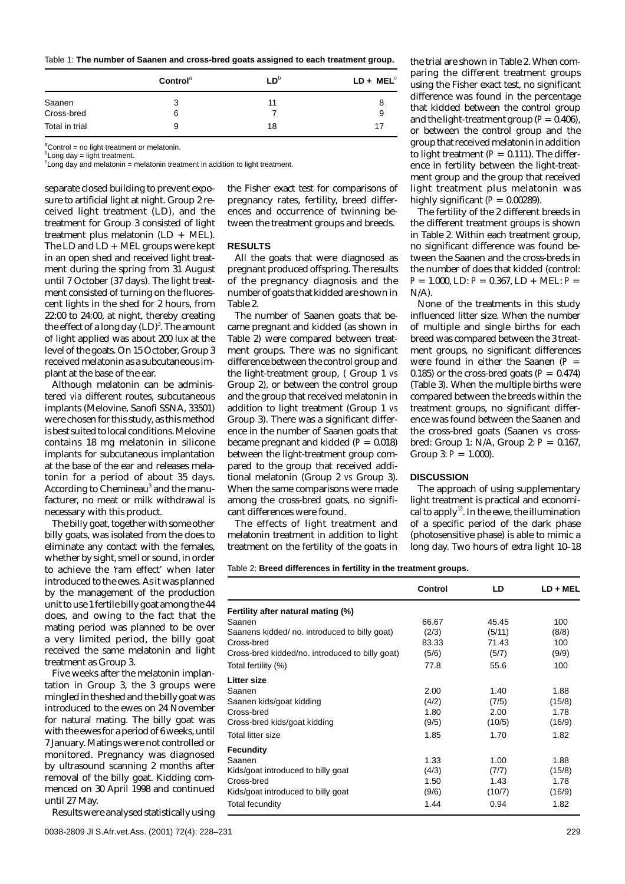Table 1: **The number of Saanen and cross-bred goats assigned to each treatment group.**

| | Control[a] | LD[b] | LD + MEL[c] |
|---|---|---|---|
| Saanen | 3 | 11 | 8 |
| Cross-bred | 6 | 7 | 9 |
| Total in trial | 9 | 18 | 17 |

[a]Control = no light treatment or melatonin.
[b]Long day = light treatment.
[c]Long day and melatonin = melatonin treatment in addition to light treatment.

separate closed building to prevent exposure to artificial light at night. Group 2 received light treatment (LD), and the treatment for Group 3 consisted of light treatment plus melatonin (LD + MEL). The LD and LD + MEL groups were kept in an open shed and received light treatment during the spring from 31 August until 7 October (37 days). The light treatment consisted of turning on the fluorescent lights in the shed for 2 hours, from 22:00 to 24:00, at night, thereby creating the effect of a long day (LD)[3]. The amount of light applied was about 200 lux at the level of the goats. On 15 October, Group 3 received melatonin as a subcutaneous implant at the base of the ear.

Although melatonin can be administered *via* different routes, subcutaneous implants (Melovine, Sanofi SSNA, 33501) were chosen for this study, as this method is best suited to local conditions. Melovine contains 18 mg melatonin in silicone implants for subcutaneous implantation at the base of the ear and releases melatonin for a period of about 35 days. According to Chemineau[3] and the manufacturer, no meat or milk withdrawal is necessary with this product.

The billy goat, together with some other billy goats, was isolated from the does to eliminate any contact with the females, whether by sight, smell or sound, in order to achieve the 'ram effect' when later introduced to the ewes. As it was planned by the management of the production unit to use 1 fertile billy goat among the 44 does, and owing to the fact that the mating period was planned to be over a very limited period, the billy goat received the same melatonin and light treatment as Group 3.

Five weeks after the melatonin implantation in Group 3, the 3 groups were mingled in the shed and the billy goat was introduced to the ewes on 24 November for natural mating. The billy goat was with the ewes for a period of 6 weeks, until 7 January. Matings were not controlled or monitored. Pregnancy was diagnosed by ultrasound scanning 2 months after removal of the billy goat. Kidding commenced on 30 April 1998 and continued until 27 May.

Results were analysed statistically using the Fisher exact test for comparisons of pregnancy rates, fertility, breed differences and occurrence of twinning between the treatment groups and breeds.

## RESULTS

All the goats that were diagnosed as pregnant produced offspring. The results of the pregnancy diagnosis and the number of goats that kidded are shown in Table 2.

The number of Saanen goats that became pregnant and kidded (as shown in Table 2) were compared between treatment groups. There was no significant difference between the control group and the light-treatment group, ( Group 1 *vs* Group 2), or between the control group and the group that received melatonin in addition to light treatment (Group 1 *vs* Group 3). There was a significant difference in the number of Saanen goats that became pregnant and kidded ($P = 0.018$) between the light-treatment group compared to the group that received additional melatonin (Group 2 *vs* Group 3). When the same comparisons were made among the cross-bred goats, no significant differences were found.

The effects of light treatment and melatonin treatment in addition to light treatment on the fertility of the goats in the trial are shown in Table 2. When comparing the different treatment groups using the Fisher exact test, no significant difference was found in the percentage that kidded between the control group and the light-treatment group ($P = 0.406$), or between the control group and the group that received melatonin in addition to light treatment ($P = 0.111$). The difference in fertility between the light-treatment group and the group that received light treatment plus melatonin was highly significant ($P = 0.00289$).

The fertility of the 2 different breeds in the different treatment groups is shown in Table 2. Within each treatment group, no significant difference was found between the Saanen and the cross-breds in the number of does that kidded (control: $P = 1.000$, LD: $P = 0.367$, LD + MEL: $P =$ N/A).

None of the treatments in this study influenced litter size. When the number of multiple and single births for each breed was compared between the 3 treatment groups, no significant differences were found in either the Saanen ($P = 0.185$) or the cross-bred goats ($P = 0.474$) (Table 3). When the multiple births were compared between the breeds within the treatment groups, no significant difference was found between the Saanen and the cross-bred goats (Saanen *vs* cross-bred: Group 1: N/A, Group 2: $P = 0.167$, Group 3: $P = 1.000$).

## DISCUSSION

The approach of using supplementary light treatment is practical and economical to apply[12]. In the ewe, the illumination of a specific period of the dark phase (photosensitive phase) is able to mimic a long day. Two hours of extra light 10–18

Table 2: **Breed differences in fertility in the treatment groups.**

| | Control | LD | LD + MEL |
|---|---|---|---|
| **Fertility after natural mating (%)** | | | |
| Saanen | 66.67 | 45.45 | 100 |
| Saanens kidded/ no. introduced to billy goat) | (2/3) | (5/11) | (8/8) |
| Cross-bred | 83.33 | 71.43 | 100 |
| Cross-bred kidded/no. introduced to billy goat) | (5/6) | (5/7) | (9/9) |
| Total fertility (%) | 77.8 | 55.6 | 100 |
| **Litter size** | | | |
| Saanen | 2.00 | 1.40 | 1.88 |
| Saanen kids/goat kidding | (4/2) | (7/5) | (15/8) |
| Cross-bred | 1.80 | 2.00 | 1.78 |
| Cross-bred kids/goat kidding | (9/5) | (10/5) | (16/9) |
| Total litter size | 1.85 | 1.70 | 1.82 |
| **Fecundity** | | | |
| Saanen | 1.33 | 1.00 | 1.88 |
| Kids/goat introduced to billy goat | (4/3) | (7/7) | (15/8) |
| Cross-bred | 1.50 | 1.43 | 1.78 |
| Kids/goat introduced to billy goat | (9/6) | (10/7) | (16/9) |
| Total fecundity | 1.44 | 0.94 | 1.82 |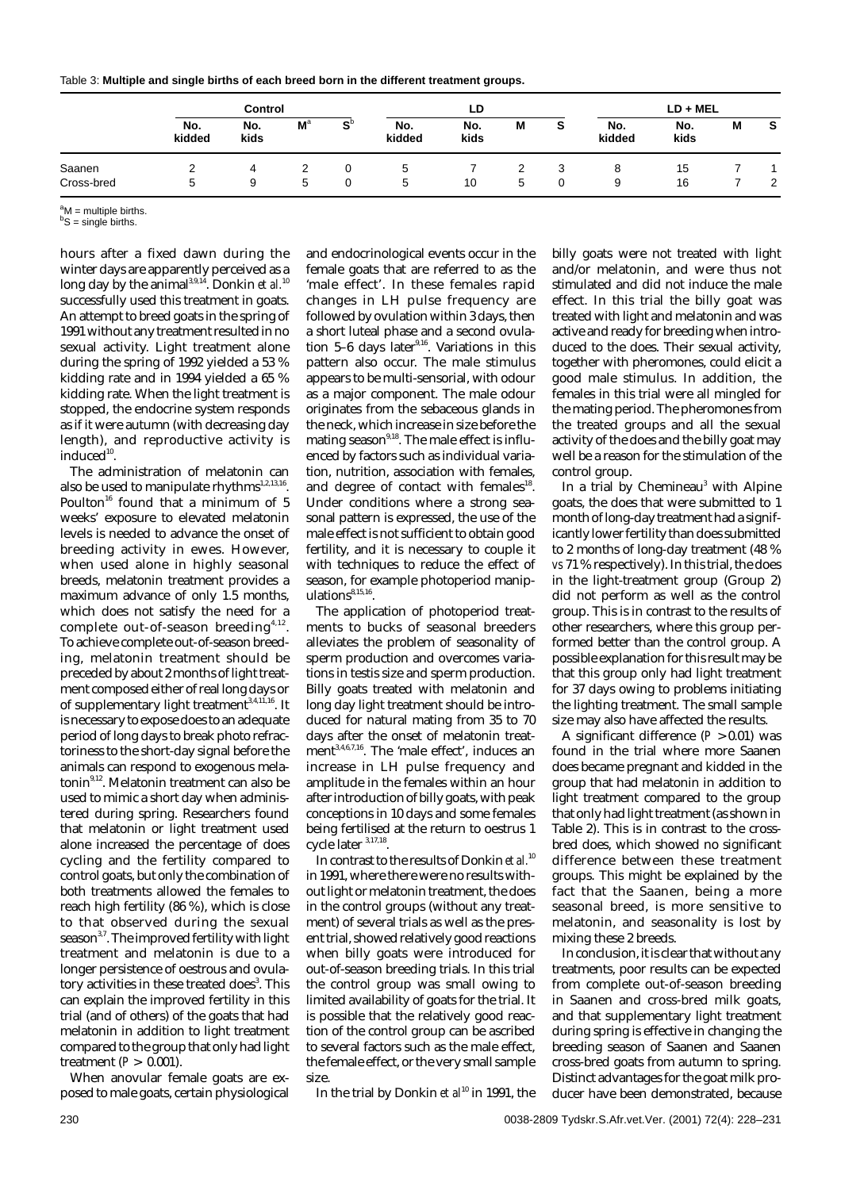Table 3: **Multiple and single births of each breed born in the different treatment groups.**

| | Control | | | | LD | | | | LD + MEL | | | |
|---|---|---|---|---|---|---|---|---|---|---|---|---|
| | No. kidded | No. kids | M[a] | S[b] | No. kidded | No. kids | M | S | No. kidded | No. kids | M | S |
| Saanen | 2 | 4 | 2 | 0 | 5 | 7 | 2 | 3 | 8 | 15 | 7 | 1 |
| Cross-bred | 5 | 9 | 5 | 0 | 5 | 10 | 5 | 0 | 9 | 16 | 7 | 2 |

[a]M = multiple births.
[b]S = single births.

hours after a fixed dawn during the winter days are apparently perceived as a long day by the animal[3,9,14]. Donkin *et al.*[10] successfully used this treatment in goats. An attempt to breed goats in the spring of 1991 without any treatment resulted in no sexual activity. Light treatment alone during the spring of 1992 yielded a 53 % kidding rate and in 1994 yielded a 65 % kidding rate. When the light treatment is stopped, the endocrine system responds as if it were autumn (with decreasing day length), and reproductive activity is induced[10].

The administration of melatonin can also be used to manipulate rhythms[1,2,13,16]. Poulton[16] found that a minimum of 5 weeks' exposure to elevated melatonin levels is needed to advance the onset of breeding activity in ewes. However, when used alone in highly seasonal breeds, melatonin treatment provides a maximum advance of only 1.5 months, which does not satisfy the need for a complete out-of-season breeding[4,12]. To achieve complete out-of-season breeding, melatonin treatment should be preceded by about 2 months of light treatment composed either of real long days or of supplementary light treatment[3,4,11,16]. It is necessary to expose does to an adequate period of long days to break photo refractoriness to the short-day signal before the animals can respond to exogenous melatonin[9,12]. Melatonin treatment can also be used to mimic a short day when administered during spring. Researchers found that melatonin or light treatment used alone increased the percentage of does cycling and the fertility compared to control goats, but only the combination of both treatments allowed the females to reach high fertility (86 %), which is close to that observed during the sexual season[3,7]. The improved fertility with light treatment and melatonin is due to a longer persistence of oestrous and ovulatory activities in these treated does[3]. This can explain the improved fertility in this trial (and of others) of the goats that had melatonin in addition to light treatment compared to the group that only had light treatment ($P > 0.001$).

When anovular female goats are exposed to male goats, certain physiological and endocrinological events occur in the female goats that are referred to as the 'male effect'. In these females rapid changes in LH pulse frequency are followed by ovulation within 3 days, then a short luteal phase and a second ovulation 5–6 days later[9,16]. Variations in this pattern also occur. The male stimulus appears to be multi-sensorial, with odour as a major component. The male odour originates from the sebaceous glands in the neck, which increase in size before the mating season[9,18]. The male effect is influenced by factors such as individual variation, nutrition, association with females, and degree of contact with females[18]. Under conditions where a strong seasonal pattern is expressed, the use of the male effect is not sufficient to obtain good fertility, and it is necessary to couple it with techniques to reduce the effect of season, for example photoperiod manipulations[8,15,16].

The application of photoperiod treatments to bucks of seasonal breeders alleviates the problem of seasonality of sperm production and overcomes variations in testis size and sperm production. Billy goats treated with melatonin and long day light treatment should be introduced for natural mating from 35 to 70 days after the onset of melatonin treatment[3,4,6,7,16]. The 'male effect', induces an increase in LH pulse frequency and amplitude in the females within an hour after introduction of billy goats, with peak conceptions in 10 days and some females being fertilised at the return to oestrus 1 cycle later[3,17,18].

In contrast to the results of Donkin *et al.*[10] in 1991, where there were no results without light or melatonin treatment, the does in the control groups (without any treatment) of several trials as well as the present trial, showed relatively good reactions when billy goats were introduced for out-of-season breeding trials. In this trial the control group was small owing to limited availability of goats for the trial. It is possible that the relatively good reaction of the control group can be ascribed to several factors such as the male effect, the female effect, or the very small sample size.

In the trial by Donkin *et al*[10] in 1991, the billy goats were not treated with light and/or melatonin, and were thus not stimulated and did not induce the male effect. In this trial the billy goat was treated with light and melatonin and was active and ready for breeding when introduced to the does. Their sexual activity, together with pheromones, could elicit a good male stimulus. In addition, the females in this trial were all mingled for the mating period. The pheromones from the treated groups and all the sexual activity of the does and the billy goat may well be a reason for the stimulation of the control group.

In a trial by Chemineau[3] with Alpine goats, the does that were submitted to 1 month of long-day treatment had a significantly lower fertility than does submitted to 2 months of long-day treatment (48 % *vs* 71 % respectively). In this trial, the does in the light-treatment group (Group 2) did not perform as well as the control group. This is in contrast to the results of other researchers, where this group performed better than the control group. A possible explanation for this result may be that this group only had light treatment for 37 days owing to problems initiating the lighting treatment. The small sample size may also have affected the results.

A significant difference ($P > 0.01$) was found in the trial where more Saanen does became pregnant and kidded in the group that had melatonin in addition to light treatment compared to the group that only had light treatment (as shown in Table 2). This is in contrast to the cross-bred does, which showed no significant difference between these treatment groups. This might be explained by the fact that the Saanen, being a more seasonal breed, is more sensitive to melatonin, and seasonality is lost by mixing these 2 breeds.

In conclusion, it is clear that without any treatments, poor results can be expected from complete out-of-season breeding in Saanen and cross-bred milk goats, and that supplementary light treatment during spring is effective in changing the breeding season of Saanen and Saanen cross-bred goats from autumn to spring. Distinct advantages for the goat milk producer have been demonstrated, because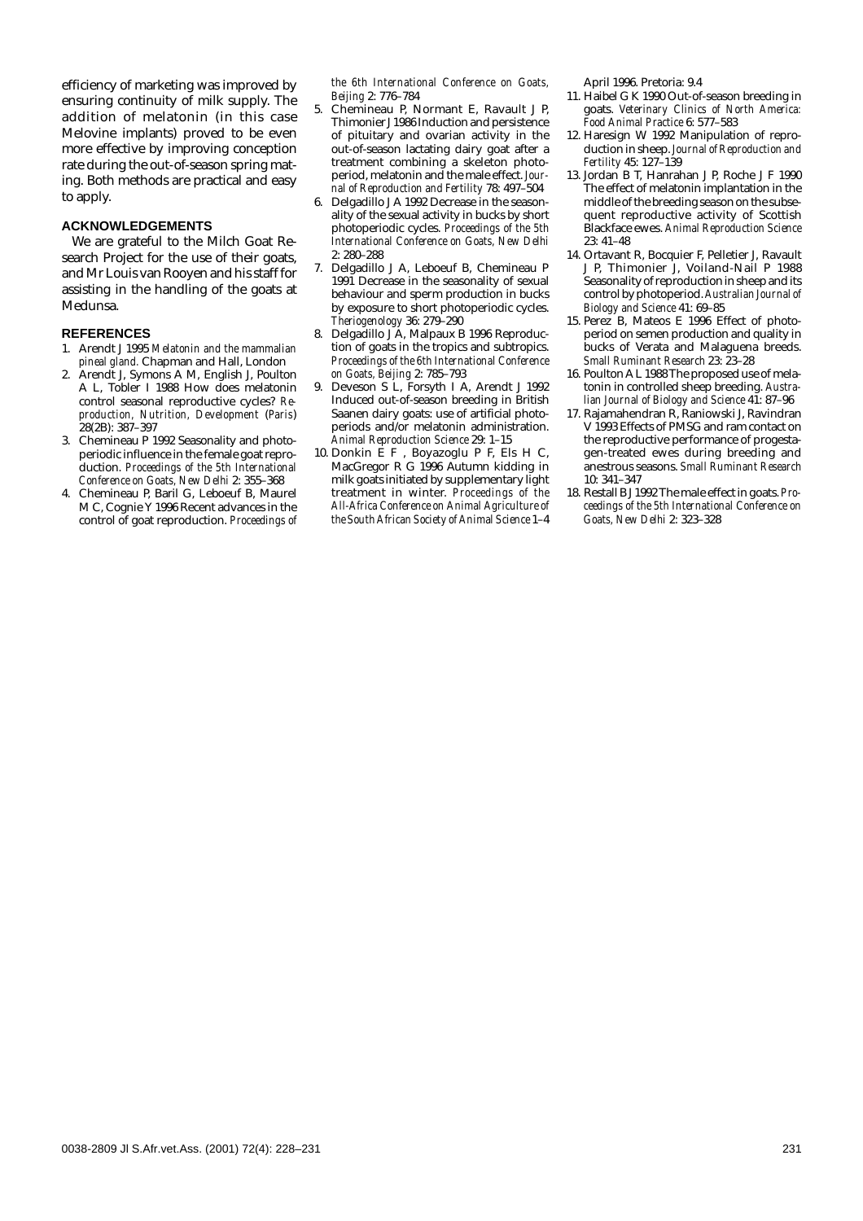efficiency of marketing was improved by ensuring continuity of milk supply. The addition of melatonin (in this case Melovine implants) proved to be even more effective by improving conception rate during the out-of-season spring mating. Both methods are practical and easy to apply.

## ACKNOWLEDGEMENTS

We are grateful to the Milch Goat Research Project for the use of their goats, and Mr Louis van Rooyen and his staff for assisting in the handling of the goats at Medunsa.

## REFERENCES

1. Arendt J 1995 *Melatonin and the mammalian pineal gland*. Chapman and Hall, London
2. Arendt J, Symons A M, English J, Poulton A L, Tobler I 1988 How does melatonin control seasonal reproductive cycles? *Reproduction, Nutrition, Development* (*Paris*) 28(2B): 387–397
3. Chemineau P 1992 Seasonality and photoperiodic influence in the female goat reproduction. *Proceedings of the 5th International Conference on Goats, New Delhi* 2: 355–368
4. Chemineau P, Baril G, Leboeuf B, Maurel M C, Cognie Y 1996 Recent advances in the control of goat reproduction. *Proceedings of the 6th International Conference on Goats, Beijing* 2: 776–784
5. Chemineau P, Normant E, Ravault J P, Thimonier J 1986 Induction and persistence of pituitary and ovarian activity in the out-of-season lactating dairy goat after a treatment combining a skeleton photoperiod, melatonin and the male effect. *Journal of Reproduction and Fertility* 78: 497–504
6. Delgadillo J A 1992 Decrease in the seasonality of the sexual activity in bucks by short photoperiodic cycles. *Proceedings of the 5th International Conference on Goats, New Delhi* 2: 280–288
7. Delgadillo J A, Leboeuf B, Chemineau P 1991 Decrease in the seasonality of sexual behaviour and sperm production in bucks by exposure to short photoperiodic cycles. *Theriogenology* 36: 279–290
8. Delgadillo J A, Malpaux B 1996 Reproduction of goats in the tropics and subtropics. *Proceedings of the 6th International Conference on Goats, Beijing* 2: 785–793
9. Deveson S L, Forsyth I A, Arendt J 1992 Induced out-of-season breeding in British Saanen dairy goats: use of artificial photoperiods and/or melatonin administration. *Animal Reproduction Science* 29: 1–15
10. Donkin E F , Boyazoglu P F, Els H C, MacGregor R G 1996 Autumn kidding in milk goats initiated by supplementary light treatment in winter. *Proceedings of the All-Africa Conference on Animal Agriculture of the South African Society of Animal Science* 1–4 April 1996. Pretoria: 9.4
11. Haibel G K 1990 Out-of-season breeding in goats. *Veterinary Clinics of North America: Food Animal Practice* 6: 577–583
12. Haresign W 1992 Manipulation of reproduction in sheep. *Journal of Reproduction and Fertility* 45: 127–139
13. Jordan B T, Hanrahan J P, Roche J F 1990 The effect of melatonin implantation in the middle of the breeding season on the subsequent reproductive activity of Scottish Blackface ewes. *Animal Reproduction Science* 23: 41–48
14. Ortavant R, Bocquier F, Pelletier J, Ravault J P, Thimonier J, Voiland-Nail P 1988 Seasonality of reproduction in sheep and its control by photoperiod. *Australian Journal of Biology and Science* 41: 69–85
15. Perez B, Mateos E 1996 Effect of photoperiod on semen production and quality in bucks of Verata and Malaguena breeds. *Small Ruminant Research* 23: 23–28
16. Poulton A L 1988 The proposed use of melatonin in controlled sheep breeding. *Australian Journal of Biology and Science* 41: 87–96
17. Rajamahendran R, Raniowski J, Ravindran V 1993 Effects of PMSG and ram contact on the reproductive performance of progestagen-treated ewes during breeding and anestrous seasons. *Small Ruminant Research* 10: 341–347
18. Restall B J 1992 The male effect in goats. *Proceedings of the 5th International Conference on Goats, New Delhi* 2: 323–328